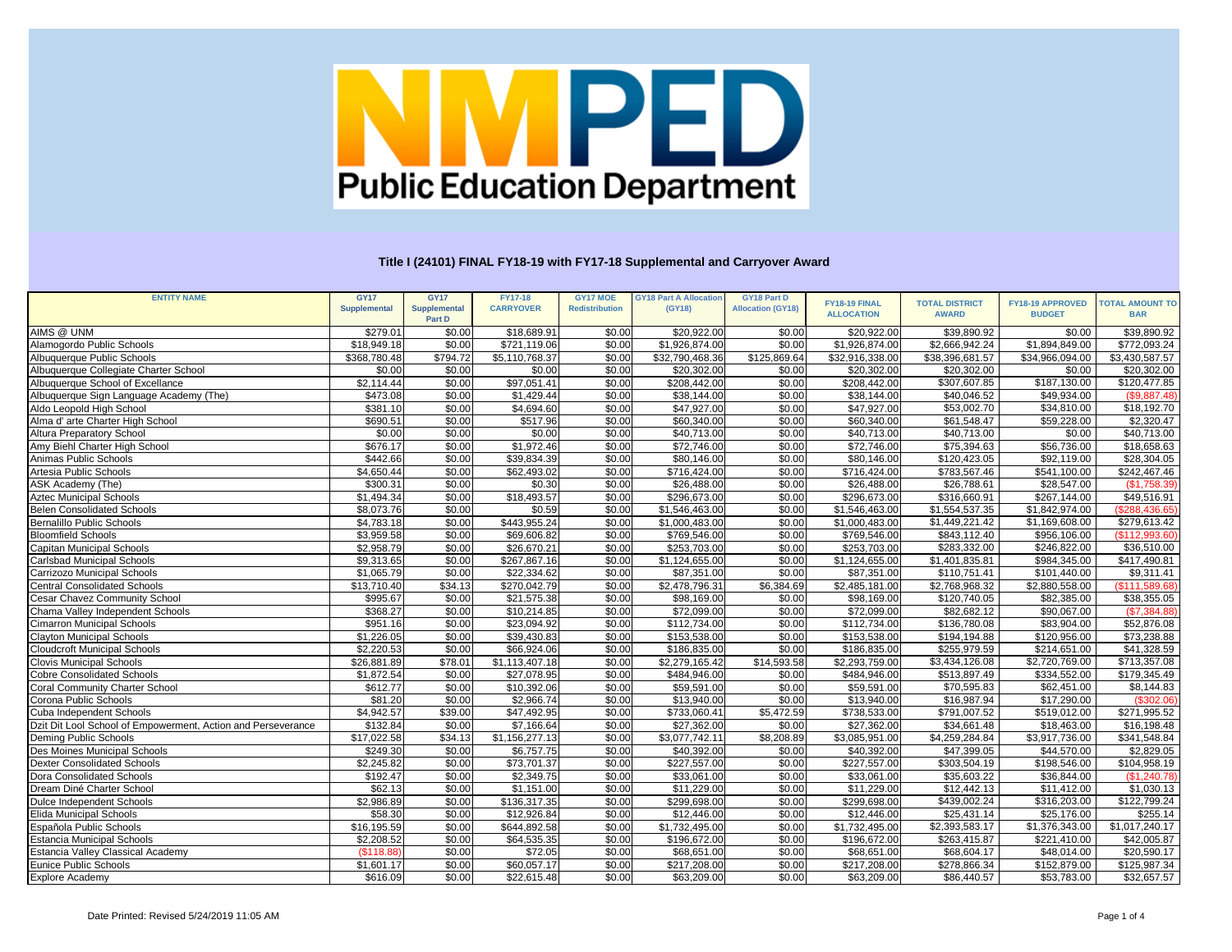# NMPED Public Education Department

## Title I (24101) FINAL FY18-19 with FY17-18 Supplemental and Carryover Award

| ENTITY NAME | GY17 Supplemental | GY17 Supplemental Part D | FY17-18 CARRYOVER | GY17 MOE Redistribution | GY18 Part A Allocation (GY18) | GY18 Part D Allocation (GY18) | FY18-19 FINAL ALLOCATION | TOTAL DISTRICT AWARD | FY18-19 APPROVED BUDGET | TOTAL AMOUNT TO BAR |
|---|---|---|---|---|---|---|---|---|---|---|
| AIMS @ UNM | $279.01 | $0.00 | $18,689.91 | $0.00 | $20,922.00 | $0.00 | $20,922.00 | $39,890.92 | $0.00 | $39,890.92 |
| Alamogordo Public Schools | $18,949.18 | $0.00 | $721,119.06 | $0.00 | $1,926,874.00 | $0.00 | $1,926,874.00 | $2,666,942.24 | $1,894,849.00 | $772,093.24 |
| Albuquerque Public Schools | $368,780.48 | $794.72 | $5,110,768.37 | $0.00 | $32,790,468.36 | $125,869.64 | $32,916,338.00 | $38,396,681.57 | $34,966,094.00 | $3,430,587.57 |
| Albuquerque Collegiate Charter School | $0.00 | $0.00 | $0.00 | $0.00 | $20,302.00 | $0.00 | $20,302.00 | $20,302.00 | $0.00 | $20,302.00 |
| Albuquerque School of Excellence | $2,114.44 | $0.00 | $97,051.41 | $0.00 | $208,442.00 | $0.00 | $208,442.00 | $307,607.85 | $187,130.00 | $120,477.85 |
| Albuquerque Sign Language Academy (The) | $473.08 | $0.00 | $1,429.44 | $0.00 | $38,144.00 | $0.00 | $38,144.00 | $40,046.52 | $49,934.00 | ($9,887.48) |
| Aldo Leopold High School | $381.10 | $0.00 | $4,694.60 | $0.00 | $47,927.00 | $0.00 | $47,927.00 | $53,002.70 | $34,810.00 | $18,192.70 |
| Alma d' arte Charter High School | $690.51 | $0.00 | $517.96 | $0.00 | $60,340.00 | $0.00 | $60,340.00 | $61,548.47 | $59,228.00 | $2,320.47 |
| Altura Preparatory School | $0.00 | $0.00 | $0.00 | $0.00 | $40,713.00 | $0.00 | $40,713.00 | $40,713.00 | $0.00 | $40,713.00 |
| Amy Biehl Charter High School | $676.17 | $0.00 | $1,972.46 | $0.00 | $72,746.00 | $0.00 | $72,746.00 | $75,394.63 | $56,736.00 | $18,658.63 |
| Animas Public Schools | $442.66 | $0.00 | $39,834.39 | $0.00 | $80,146.00 | $0.00 | $80,146.00 | $120,423.05 | $92,119.00 | $28,304.05 |
| Artesia Public Schools | $4,650.44 | $0.00 | $62,493.02 | $0.00 | $716,424.00 | $0.00 | $716,424.00 | $783,567.46 | $541,100.00 | $242,467.46 |
| ASK Academy (The) | $300.31 | $0.00 | $0.30 | $0.00 | $26,488.00 | $0.00 | $26,488.00 | $26,788.61 | $28,547.00 | ($1,758.39) |
| Aztec Municipal Schools | $1,494.34 | $0.00 | $18,493.57 | $0.00 | $296,673.00 | $0.00 | $296,673.00 | $316,660.91 | $267,144.00 | $49,516.91 |
| Belen Consolidated Schools | $8,073.76 | $0.00 | $0.59 | $0.00 | $1,546,463.00 | $0.00 | $1,546,463.00 | $1,554,537.35 | $1,842,974.00 | ($288,436.65) |
| Bernalillo Public Schools | $4,783.18 | $0.00 | $443,955.24 | $0.00 | $1,000,483.00 | $0.00 | $1,000,483.00 | $1,449,221.42 | $1,169,608.00 | $279,613.42 |
| Bloomfield Schools | $3,959.58 | $0.00 | $69,606.82 | $0.00 | $769,546.00 | $0.00 | $769,546.00 | $843,112.40 | $956,106.00 | ($112,993.60) |
| Capitan Municipal Schools | $2,958.79 | $0.00 | $26,670.21 | $0.00 | $253,703.00 | $0.00 | $253,703.00 | $283,332.00 | $246,822.00 | $36,510.00 |
| Carlsbad Municipal Schools | $9,313.65 | $0.00 | $267,867.16 | $0.00 | $1,124,655.00 | $0.00 | $1,124,655.00 | $1,401,835.81 | $984,345.00 | $417,490.81 |
| Carrizozo Municipal Schools | $1,065.79 | $0.00 | $22,334.62 | $0.00 | $87,351.00 | $0.00 | $87,351.00 | $110,751.41 | $101,440.00 | $9,311.41 |
| Central Consolidated Schools | $13,710.40 | $34.13 | $270,042.79 | $0.00 | $2,478,796.31 | $6,384.69 | $2,485,181.00 | $2,768,968.32 | $2,880,558.00 | ($111,589.68) |
| Cesar Chavez Community School | $995.67 | $0.00 | $21,575.38 | $0.00 | $98,169.00 | $0.00 | $98,169.00 | $120,740.05 | $82,385.00 | $38,355.05 |
| Chama Valley Independent Schools | $368.27 | $0.00 | $10,214.85 | $0.00 | $72,099.00 | $0.00 | $72,099.00 | $82,682.12 | $90,067.00 | ($7,384.88) |
| Cimarron Municipal Schools | $951.16 | $0.00 | $23,094.92 | $0.00 | $112,734.00 | $0.00 | $112,734.00 | $136,780.08 | $83,904.00 | $52,876.08 |
| Clayton Municipal Schools | $1,226.05 | $0.00 | $39,430.83 | $0.00 | $153,538.00 | $0.00 | $153,538.00 | $194,194.88 | $120,956.00 | $73,238.88 |
| Cloudcroft Municipal Schools | $2,220.53 | $0.00 | $66,924.06 | $0.00 | $186,835.00 | $0.00 | $186,835.00 | $255,979.59 | $214,651.00 | $41,328.59 |
| Clovis Municipal Schools | $26,881.89 | $78.01 | $1,113,407.18 | $0.00 | $2,279,165.42 | $14,593.58 | $2,293,759.00 | $3,434,126.08 | $2,720,769.00 | $713,357.08 |
| Cobre Consolidated Schools | $1,872.54 | $0.00 | $27,078.95 | $0.00 | $484,946.00 | $0.00 | $484,946.00 | $513,897.49 | $334,552.00 | $179,345.49 |
| Coral Community Charter School | $612.77 | $0.00 | $10,392.06 | $0.00 | $59,591.00 | $0.00 | $59,591.00 | $70,595.83 | $62,451.00 | $8,144.83 |
| Corona Public Schools | $81.20 | $0.00 | $2,966.74 | $0.00 | $13,940.00 | $0.00 | $13,940.00 | $16,987.94 | $17,290.00 | ($302.06) |
| Cuba Independent Schools | $4,942.57 | $39.00 | $47,492.95 | $0.00 | $733,060.41 | $5,472.59 | $738,533.00 | $791,007.52 | $519,012.00 | $271,995.52 |
| Dzit Dit Lool School of Empowerment, Action and Perseverance | $132.84 | $0.00 | $7,166.64 | $0.00 | $27,362.00 | $0.00 | $27,362.00 | $34,661.48 | $18,463.00 | $16,198.48 |
| Deming Public Schools | $17,022.58 | $34.13 | $1,156,277.13 | $0.00 | $3,077,742.11 | $8,208.89 | $3,085,951.00 | $4,259,284.84 | $3,917,736.00 | $341,548.84 |
| Des Moines Municipal Schools | $249.30 | $0.00 | $6,757.75 | $0.00 | $40,392.00 | $0.00 | $40,392.00 | $47,399.05 | $44,570.00 | $2,829.05 |
| Dexter Consolidated Schools | $2,245.82 | $0.00 | $73,701.37 | $0.00 | $227,557.00 | $0.00 | $227,557.00 | $303,504.19 | $198,546.00 | $104,958.19 |
| Dora Consolidated Schools | $192.47 | $0.00 | $2,349.75 | $0.00 | $33,061.00 | $0.00 | $33,061.00 | $35,603.22 | $36,844.00 | ($1,240.78) |
| Dream Diné Charter School | $62.13 | $0.00 | $1,151.00 | $0.00 | $11,229.00 | $0.00 | $11,229.00 | $12,442.13 | $11,412.00 | $1,030.13 |
| Dulce Independent Schools | $2,986.89 | $0.00 | $136,317.35 | $0.00 | $299,698.00 | $0.00 | $299,698.00 | $439,002.24 | $316,203.00 | $122,799.24 |
| Elida Municipal Schools | $58.30 | $0.00 | $12,926.84 | $0.00 | $12,446.00 | $0.00 | $12,446.00 | $25,431.14 | $25,176.00 | $255.14 |
| Española Public Schools | $16,195.59 | $0.00 | $644,892.58 | $0.00 | $1,732,495.00 | $0.00 | $1,732,495.00 | $2,393,583.17 | $1,376,343.00 | $1,017,240.17 |
| Estancia Municipal Schools | $2,208.52 | $0.00 | $64,535.35 | $0.00 | $196,672.00 | $0.00 | $196,672.00 | $263,415.87 | $221,410.00 | $42,005.87 |
| Estancia Valley Classical Academy | ($118.88) | $0.00 | $72.05 | $0.00 | $68,651.00 | $0.00 | $68,651.00 | $68,604.17 | $48,014.00 | $20,590.17 |
| Eunice Public Schools | $1,601.17 | $0.00 | $60,057.17 | $0.00 | $217,208.00 | $0.00 | $217,208.00 | $278,866.34 | $152,879.00 | $125,987.34 |
| Explore Academy | $616.09 | $0.00 | $22,615.48 | $0.00 | $63,209.00 | $0.00 | $63,209.00 | $86,440.57 | $53,783.00 | $32,657.57 |

Date Printed: Revised 5/24/2019 11:05 AM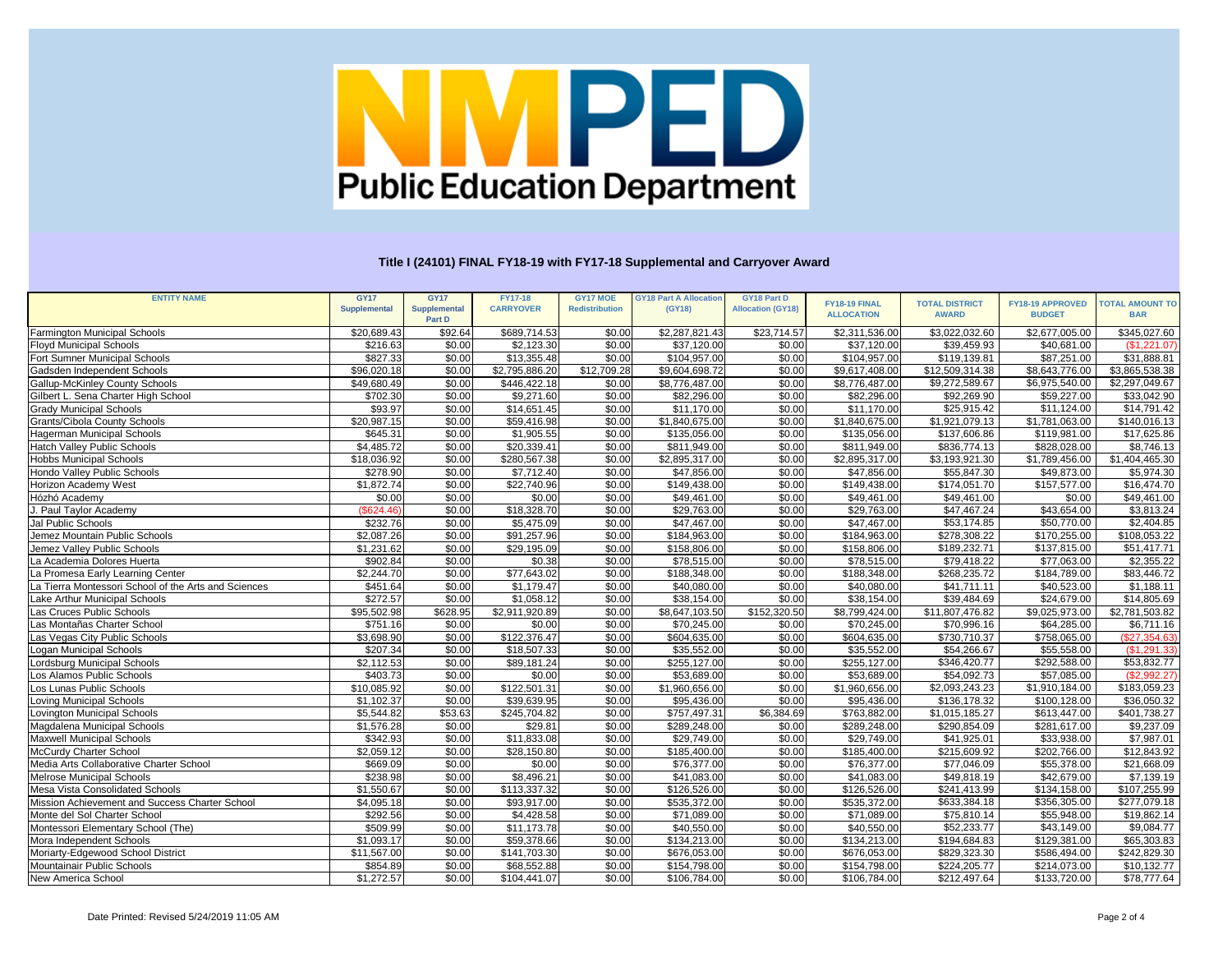# NMPED Public Education Department

## Title I (24101) FINAL FY18-19 with FY17-18 Supplemental and Carryover Award

| ENTITY NAME | GY17 Supplemental | GY17 Supplemental Part D | FY17-18 CARRYOVER | GY17 MOE Redistribution | GY18 Part A Allocation (GY18) | GY18 Part D Allocation (GY18) | FY18-19 FINAL ALLOCATION | TOTAL DISTRICT AWARD | FY18-19 APPROVED BUDGET | TOTAL AMOUNT TO BAR |
|---|---|---|---|---|---|---|---|---|---|---|
| Farmington Municipal Schools | $20,689.43 | $92.64 | $689,714.53 | $0.00 | $2,287,821.43 | $23,714.57 | $2,311,536.00 | $3,022,032.60 | $2,677,005.00 | $345,027.60 |
| Floyd Municipal Schools | $216.63 | $0.00 | $2,123.30 | $0.00 | $37,120.00 | $0.00 | $37,120.00 | $39,459.93 | $40,681.00 | ($1,221.07) |
| Fort Sumner Municipal Schools | $827.33 | $0.00 | $13,355.48 | $0.00 | $104,957.00 | $0.00 | $104,957.00 | $119,139.81 | $87,251.00 | $31,888.81 |
| Gadsden Independent Schools | $96,020.18 | $0.00 | $2,795,886.20 | $12,709.28 | $9,604,698.72 | $0.00 | $9,617,408.00 | $12,509,314.38 | $8,643,776.00 | $3,865,538.38 |
| Gallup-McKinley County Schools | $49,680.49 | $0.00 | $446,422.18 | $0.00 | $8,776,487.00 | $0.00 | $8,776,487.00 | $9,272,589.67 | $6,975,540.00 | $2,297,049.67 |
| Gilbert L. Sena Charter High School | $702.30 | $0.00 | $9,271.60 | $0.00 | $82,296.00 | $0.00 | $82,296.00 | $92,269.90 | $59,227.00 | $33,042.90 |
| Grady Municipal Schools | $93.97 | $0.00 | $14,651.45 | $0.00 | $11,170.00 | $0.00 | $11,170.00 | $25,915.42 | $11,124.00 | $14,791.42 |
| Grants/Cibola County Schools | $20,987.15 | $0.00 | $59,416.98 | $0.00 | $1,840,675.00 | $0.00 | $1,840,675.00 | $1,921,079.13 | $1,781,063.00 | $140,016.13 |
| Hagerman Municipal Schools | $645.31 | $0.00 | $1,905.55 | $0.00 | $135,056.00 | $0.00 | $135,056.00 | $137,606.86 | $119,981.00 | $17,625.86 |
| Hatch Valley Public Schools | $4,485.72 | $0.00 | $20,339.41 | $0.00 | $811,949.00 | $0.00 | $811,949.00 | $836,774.13 | $828,028.00 | $8,746.13 |
| Hobbs Municipal Schools | $18,036.92 | $0.00 | $280,567.38 | $0.00 | $2,895,317.00 | $0.00 | $2,895,317.00 | $3,193,921.30 | $1,789,456.00 | $1,404,465.30 |
| Hondo Valley Public Schools | $278.90 | $0.00 | $7,712.40 | $0.00 | $47,856.00 | $0.00 | $47,856.00 | $55,847.30 | $49,873.00 | $5,974.30 |
| Horizon Academy West | $1,872.74 | $0.00 | $22,740.96 | $0.00 | $149,438.00 | $0.00 | $149,438.00 | $174,051.70 | $157,577.00 | $16,474.70 |
| Hózhó Academy | $0.00 | $0.00 | $0.00 | $0.00 | $49,461.00 | $0.00 | $49,461.00 | $49,461.00 | $0.00 | $49,461.00 |
| J. Paul Taylor Academy | ($624.46) | $0.00 | $18,328.70 | $0.00 | $29,763.00 | $0.00 | $29,763.00 | $47,467.24 | $43,654.00 | $3,813.24 |
| Jal Public Schools | $232.76 | $0.00 | $5,475.09 | $0.00 | $47,467.00 | $0.00 | $47,467.00 | $53,174.85 | $50,770.00 | $2,404.85 |
| Jemez Mountain Public Schools | $2,087.26 | $0.00 | $91,257.96 | $0.00 | $184,963.00 | $0.00 | $184,963.00 | $278,308.22 | $170,255.00 | $108,053.22 |
| Jemez Valley Public Schools | $1,231.62 | $0.00 | $29,195.09 | $0.00 | $158,806.00 | $0.00 | $158,806.00 | $189,232.71 | $137,815.00 | $51,417.71 |
| La Academia Dolores Huerta | $902.84 | $0.00 | $0.38 | $0.00 | $78,515.00 | $0.00 | $78,515.00 | $79,418.22 | $77,063.00 | $2,355.22 |
| La Promesa Early Learning Center | $2,244.70 | $0.00 | $77,643.02 | $0.00 | $188,348.00 | $0.00 | $188,348.00 | $268,235.72 | $184,789.00 | $83,446.72 |
| La Tierra Montessori School of the Arts and Sciences | $451.64 | $0.00 | $1,179.47 | $0.00 | $40,080.00 | $0.00 | $40,080.00 | $41,711.11 | $40,523.00 | $1,188.11 |
| Lake Arthur Municipal Schools | $272.57 | $0.00 | $1,058.12 | $0.00 | $38,154.00 | $0.00 | $38,154.00 | $39,484.69 | $24,679.00 | $14,805.69 |
| Las Cruces Public Schools | $95,502.98 | $628.95 | $2,911,920.89 | $0.00 | $8,647,103.50 | $152,320.50 | $8,799,424.00 | $11,807,476.82 | $9,025,973.00 | $2,781,503.82 |
| Las Montañas Charter School | $751.16 | $0.00 | $0.00 | $0.00 | $70,245.00 | $0.00 | $70,245.00 | $70,996.16 | $64,285.00 | $6,711.16 |
| Las Vegas City Public Schools | $3,698.90 | $0.00 | $122,376.47 | $0.00 | $604,635.00 | $0.00 | $604,635.00 | $730,710.37 | $758,065.00 | ($27,354.63) |
| Logan Municipal Schools | $207.34 | $0.00 | $18,507.33 | $0.00 | $35,552.00 | $0.00 | $35,552.00 | $54,266.67 | $55,558.00 | ($1,291.33) |
| Lordsburg Municipal Schools | $2,112.53 | $0.00 | $89,181.24 | $0.00 | $255,127.00 | $0.00 | $255,127.00 | $346,420.77 | $292,588.00 | $53,832.77 |
| Los Alamos Public Schools | $403.73 | $0.00 | $0.00 | $0.00 | $53,689.00 | $0.00 | $53,689.00 | $54,092.73 | $57,085.00 | ($2,992.27) |
| Los Lunas Public Schools | $10,085.92 | $0.00 | $122,501.31 | $0.00 | $1,960,656.00 | $0.00 | $1,960,656.00 | $2,093,243.23 | $1,910,184.00 | $183,059.23 |
| Loving Municipal Schools | $1,102.37 | $0.00 | $39,639.95 | $0.00 | $95,436.00 | $0.00 | $95,436.00 | $136,178.32 | $100,128.00 | $36,050.32 |
| Lovington Municipal Schools | $5,544.82 | $53.63 | $245,704.82 | $0.00 | $757,497.31 | $6,384.69 | $763,882.00 | $1,015,185.27 | $613,447.00 | $401,738.27 |
| Magdalena Municipal Schools | $1,576.28 | $0.00 | $29.81 | $0.00 | $289,248.00 | $0.00 | $289,248.00 | $290,854.09 | $281,617.00 | $9,237.09 |
| Maxwell Municipal Schools | $342.93 | $0.00 | $11,833.08 | $0.00 | $29,749.00 | $0.00 | $29,749.00 | $41,925.01 | $33,938.00 | $7,987.01 |
| McCurdy Charter School | $2,059.12 | $0.00 | $28,150.80 | $0.00 | $185,400.00 | $0.00 | $185,400.00 | $215,609.92 | $202,766.00 | $12,843.92 |
| Media Arts Collaborative Charter School | $669.09 | $0.00 | $0.00 | $0.00 | $76,377.00 | $0.00 | $76,377.00 | $77,046.09 | $55,378.00 | $21,668.09 |
| Melrose Municipal Schools | $238.98 | $0.00 | $8,496.21 | $0.00 | $41,083.00 | $0.00 | $41,083.00 | $49,818.19 | $42,679.00 | $7,139.19 |
| Mesa Vista Consolidated Schools | $1,550.67 | $0.00 | $113,337.32 | $0.00 | $126,526.00 | $0.00 | $126,526.00 | $241,413.99 | $134,158.00 | $107,255.99 |
| Mission Achievement and Success Charter School | $4,095.18 | $0.00 | $93,917.00 | $0.00 | $535,372.00 | $0.00 | $535,372.00 | $633,384.18 | $356,305.00 | $277,079.18 |
| Monte del Sol Charter School | $292.56 | $0.00 | $4,428.58 | $0.00 | $71,089.00 | $0.00 | $71,089.00 | $75,810.14 | $55,948.00 | $19,862.14 |
| Montessori Elementary School (The) | $509.99 | $0.00 | $11,173.78 | $0.00 | $40,550.00 | $0.00 | $40,550.00 | $52,233.77 | $43,149.00 | $9,084.77 |
| Mora Independent Schools | $1,093.17 | $0.00 | $59,378.66 | $0.00 | $134,213.00 | $0.00 | $134,213.00 | $194,684.83 | $129,381.00 | $65,303.83 |
| Moriarty-Edgewood School District | $11,567.00 | $0.00 | $141,703.30 | $0.00 | $676,053.00 | $0.00 | $676,053.00 | $829,323.30 | $586,494.00 | $242,829.30 |
| Mountainair Public Schools | $854.89 | $0.00 | $68,552.88 | $0.00 | $154,798.00 | $0.00 | $154,798.00 | $224,205.77 | $214,073.00 | $10,132.77 |
| New America School | $1,272.57 | $0.00 | $104,441.07 | $0.00 | $106,784.00 | $0.00 | $106,784.00 | $212,497.64 | $133,720.00 | $78,777.64 |

Date Printed: Revised 5/24/2019 11:05 AM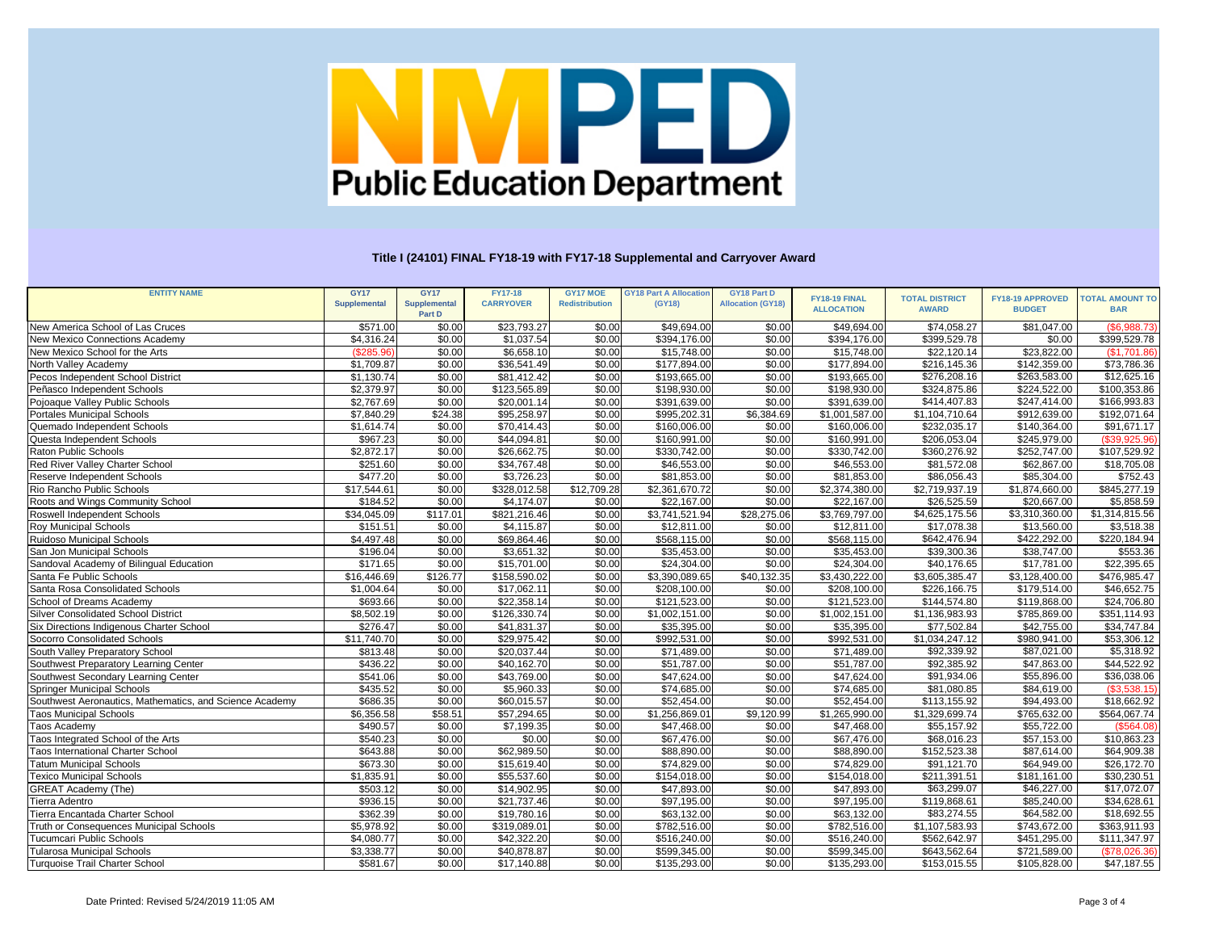# NMPED Public Education Department

## Title I (24101) FINAL FY18-19 with FY17-18 Supplemental and Carryover Award

| ENTITY NAME | GY17 Supplemental | GY17 Supplemental Part D | FY17-18 CARRYOVER | GY17 MOE Redistribution | GY18 Part A Allocation (GY18) | GY18 Part D Allocation (GY18) | FY18-19 FINAL ALLOCATION | TOTAL DISTRICT AWARD | FY18-19 APPROVED BUDGET | TOTAL AMOUNT TO BAR |
|---|---|---|---|---|---|---|---|---|---|---|
| New America School of Las Cruces | $571.00 | $0.00 | $23,793.27 | $0.00 | $49,694.00 | $0.00 | $49,694.00 | $74,058.27 | $81,047.00 | ($6,988.73) |
| New Mexico Connections Academy | $4,316.24 | $0.00 | $1,037.54 | $0.00 | $394,176.00 | $0.00 | $394,176.00 | $399,529.78 | $0.00 | $399,529.78 |
| New Mexico School for the Arts | ($285.96) | $0.00 | $6,658.10 | $0.00 | $15,748.00 | $0.00 | $15,748.00 | $22,120.14 | $23,822.00 | ($1,701.86) |
| North Valley Academy | $1,709.87 | $0.00 | $36,541.49 | $0.00 | $177,894.00 | $0.00 | $177,894.00 | $216,145.36 | $142,359.00 | $73,786.36 |
| Pecos Independent School District | $1,130.74 | $0.00 | $81,412.42 | $0.00 | $193,665.00 | $0.00 | $193,665.00 | $276,208.16 | $263,583.00 | $12,625.16 |
| Peñasco Independent Schools | $2,379.97 | $0.00 | $123,565.89 | $0.00 | $198,930.00 | $0.00 | $198,930.00 | $324,875.86 | $224,522.00 | $100,353.86 |
| Pojoaque Valley Public Schools | $2,767.69 | $0.00 | $20,001.14 | $0.00 | $391,639.00 | $0.00 | $391,639.00 | $414,407.83 | $247,414.00 | $166,993.83 |
| Portales Municipal Schools | $7,840.29 | $24.38 | $95,258.97 | $0.00 | $995,202.31 | $6,384.69 | $1,001,587.00 | $1,104,710.64 | $912,639.00 | $192,071.64 |
| Quemado Independent Schools | $1,614.74 | $0.00 | $70,414.43 | $0.00 | $160,006.00 | $0.00 | $160,006.00 | $232,035.17 | $140,364.00 | $91,671.17 |
| Questa Independent Schools | $967.23 | $0.00 | $44,094.81 | $0.00 | $160,991.00 | $0.00 | $160,991.00 | $206,053.04 | $245,979.00 | ($39,925.96) |
| Raton Public Schools | $2,872.17 | $0.00 | $26,662.75 | $0.00 | $330,742.00 | $0.00 | $330,742.00 | $360,276.92 | $252,747.00 | $107,529.92 |
| Red River Valley Charter School | $251.60 | $0.00 | $34,767.48 | $0.00 | $46,553.00 | $0.00 | $46,553.00 | $81,572.08 | $62,867.00 | $18,705.08 |
| Reserve Independent Schools | $477.20 | $0.00 | $3,726.23 | $0.00 | $81,853.00 | $0.00 | $81,853.00 | $86,056.43 | $85,304.00 | $752.43 |
| Rio Rancho Public Schools | $17,544.61 | $0.00 | $328,012.58 | $12,709.28 | $2,361,670.72 | $0.00 | $2,374,380.00 | $2,719,937.19 | $1,874,660.00 | $845,277.19 |
| Roots and Wings Community School | $184.52 | $0.00 | $4,174.07 | $0.00 | $22,167.00 | $0.00 | $22,167.00 | $26,525.59 | $20,667.00 | $5,858.59 |
| Roswell Independent Schools | $34,045.09 | $117.01 | $821,216.46 | $0.00 | $3,741,521.94 | $28,275.06 | $3,769,797.00 | $4,625,175.56 | $3,310,360.00 | $1,314,815.56 |
| Roy Municipal Schools | $151.51 | $0.00 | $4,115.87 | $0.00 | $12,811.00 | $0.00 | $12,811.00 | $17,078.38 | $13,560.00 | $3,518.38 |
| Ruidoso Municipal Schools | $4,497.48 | $0.00 | $69,864.46 | $0.00 | $568,115.00 | $0.00 | $568,115.00 | $642,476.94 | $422,292.00 | $220,184.94 |
| San Jon Municipal Schools | $196.04 | $0.00 | $3,651.32 | $0.00 | $35,453.00 | $0.00 | $35,453.00 | $39,300.36 | $38,747.00 | $553.36 |
| Sandoval Academy of Bilingual Education | $171.65 | $0.00 | $15,701.00 | $0.00 | $24,304.00 | $0.00 | $24,304.00 | $40,176.65 | $17,781.00 | $22,395.65 |
| Santa Fe Public Schools | $16,446.69 | $126.77 | $158,590.02 | $0.00 | $3,390,089.65 | $40,132.35 | $3,430,222.00 | $3,605,385.47 | $3,128,400.00 | $476,985.47 |
| Santa Rosa Consolidated Schools | $1,004.64 | $0.00 | $17,062.11 | $0.00 | $208,100.00 | $0.00 | $208,100.00 | $226,166.75 | $179,514.00 | $46,652.75 |
| School of Dreams Academy | $693.66 | $0.00 | $22,358.14 | $0.00 | $121,523.00 | $0.00 | $121,523.00 | $144,574.80 | $119,868.00 | $24,706.80 |
| Silver Consolidated School District | $8,502.19 | $0.00 | $126,330.74 | $0.00 | $1,002,151.00 | $0.00 | $1,002,151.00 | $1,136,983.93 | $785,869.00 | $351,114.93 |
| Six Directions Indigenous Charter School | $276.47 | $0.00 | $41,831.37 | $0.00 | $35,395.00 | $0.00 | $35,395.00 | $77,502.84 | $42,755.00 | $34,747.84 |
| Socorro Consolidated Schools | $11,740.70 | $0.00 | $29,975.42 | $0.00 | $992,531.00 | $0.00 | $992,531.00 | $1,034,247.12 | $980,941.00 | $53,306.12 |
| South Valley Preparatory School | $813.48 | $0.00 | $20,037.44 | $0.00 | $71,489.00 | $0.00 | $71,489.00 | $92,339.92 | $87,021.00 | $5,318.92 |
| Southwest Preparatory Learning Center | $436.22 | $0.00 | $40,162.70 | $0.00 | $51,787.00 | $0.00 | $51,787.00 | $92,385.92 | $47,863.00 | $44,522.92 |
| Southwest Secondary Learning Center | $541.06 | $0.00 | $43,769.00 | $0.00 | $47,624.00 | $0.00 | $47,624.00 | $91,934.06 | $55,896.00 | $36,038.06 |
| Springer Municipal Schools | $435.52 | $0.00 | $5,960.33 | $0.00 | $74,685.00 | $0.00 | $74,685.00 | $81,080.85 | $84,619.00 | ($3,538.15) |
| Southwest Aeronautics, Mathematics, and Science Academy | $686.35 | $0.00 | $60,015.57 | $0.00 | $52,454.00 | $0.00 | $52,454.00 | $113,155.92 | $94,493.00 | $18,662.92 |
| Taos Municipal Schools | $6,356.58 | $58.51 | $57,294.65 | $0.00 | $1,256,869.01 | $9,120.99 | $1,265,990.00 | $1,329,699.74 | $765,632.00 | $564,067.74 |
| Taos Academy | $490.57 | $0.00 | $7,199.35 | $0.00 | $47,468.00 | $0.00 | $47,468.00 | $55,157.92 | $55,722.00 | ($564.08) |
| Taos Integrated School of the Arts | $540.23 | $0.00 | $0.00 | $0.00 | $67,476.00 | $0.00 | $67,476.00 | $68,016.23 | $57,153.00 | $10,863.23 |
| Taos International Charter School | $643.88 | $0.00 | $62,989.50 | $0.00 | $88,890.00 | $0.00 | $88,890.00 | $152,523.38 | $87,614.00 | $64,909.38 |
| Tatum Municipal Schools | $673.30 | $0.00 | $15,619.40 | $0.00 | $74,829.00 | $0.00 | $74,829.00 | $91,121.70 | $64,949.00 | $26,172.70 |
| Texico Municipal Schools | $1,835.91 | $0.00 | $55,537.60 | $0.00 | $154,018.00 | $0.00 | $154,018.00 | $211,391.51 | $181,161.00 | $30,230.51 |
| GREAT Academy (The) | $503.12 | $0.00 | $14,902.95 | $0.00 | $47,893.00 | $0.00 | $47,893.00 | $63,299.07 | $46,227.00 | $17,072.07 |
| Tierra Adentro | $936.15 | $0.00 | $21,737.46 | $0.00 | $97,195.00 | $0.00 | $97,195.00 | $119,868.61 | $85,240.00 | $34,628.61 |
| Tierra Encantada Charter School | $362.39 | $0.00 | $19,780.16 | $0.00 | $63,132.00 | $0.00 | $63,132.00 | $83,274.55 | $64,582.00 | $18,692.55 |
| Truth or Consequences Municipal Schools | $5,978.92 | $0.00 | $319,089.01 | $0.00 | $782,516.00 | $0.00 | $782,516.00 | $1,107,583.93 | $743,672.00 | $363,911.93 |
| Tucumcari Public Schools | $4,080.77 | $0.00 | $42,322.20 | $0.00 | $516,240.00 | $0.00 | $516,240.00 | $562,642.97 | $451,295.00 | $111,347.97 |
| Tularosa Municipal Schools | $3,338.77 | $0.00 | $40,878.87 | $0.00 | $599,345.00 | $0.00 | $599,345.00 | $643,562.64 | $721,589.00 | ($78,026.36) |
| Turquoise Trail Charter School | $581.67 | $0.00 | $17,140.88 | $0.00 | $135,293.00 | $0.00 | $135,293.00 | $153,015.55 | $105,828.00 | $47,187.55 |

Date Printed: Revised 5/24/2019 11:05 AM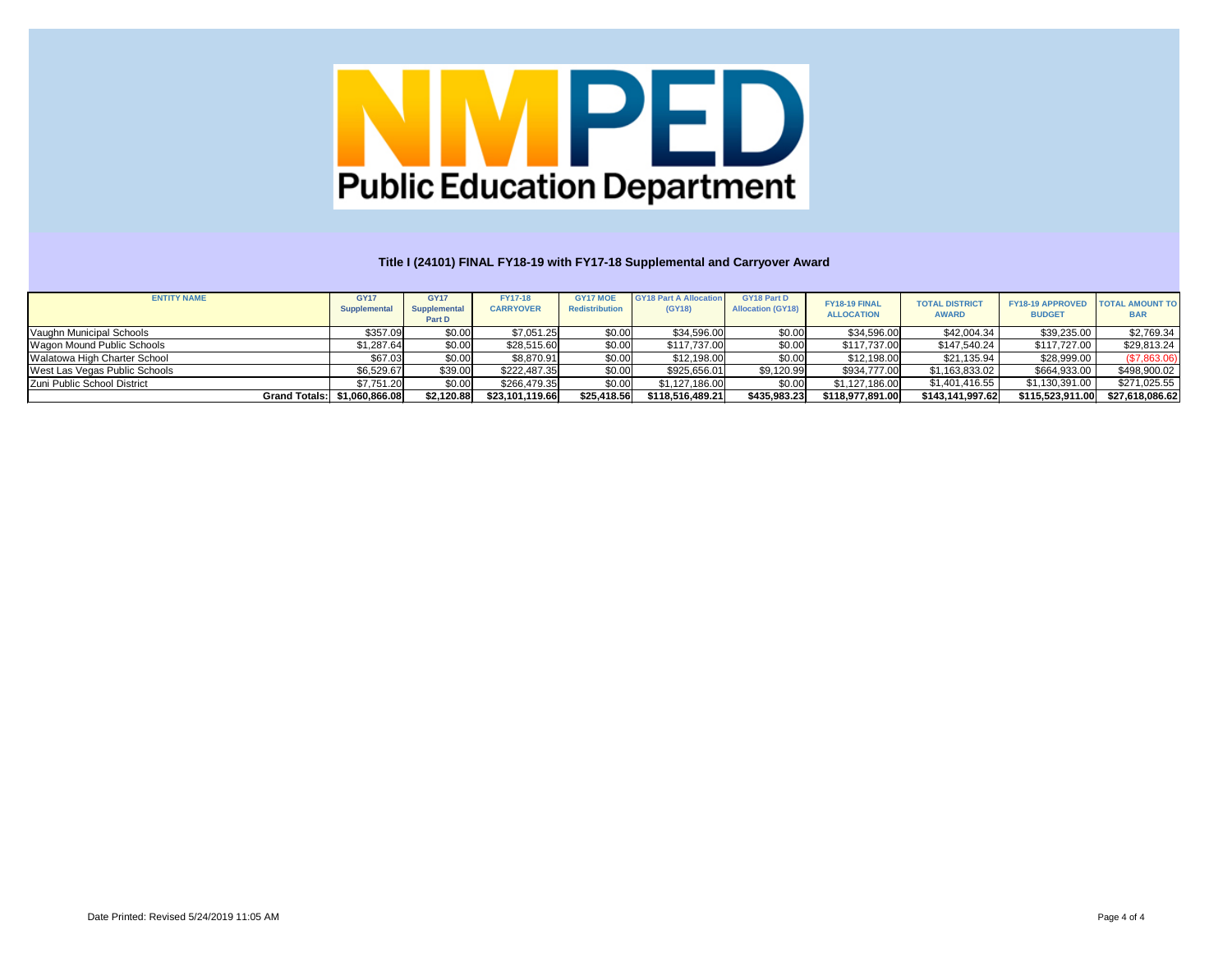NMPED Public Education Department

## Title I (24101) FINAL FY18-19 with FY17-18 Supplemental and Carryover Award

| ENTITY NAME | GY17 Supplemental | GY17 Supplemental Part D | FY17-18 CARRYOVER | GY17 MOE Redistribution | GY18 Part A Allocation (GY18) | GY18 Part D Allocation (GY18) | FY18-19 FINAL ALLOCATION | TOTAL DISTRICT AWARD | FY18-19 APPROVED BUDGET | TOTAL AMOUNT TO BAR |
|---|---|---|---|---|---|---|---|---|---|---|
| Vaughn Municipal Schools | $357.09 | $0.00 | $7,051.25 | $0.00 | $34,596.00 | $0.00 | $34,596.00 | $42,004.34 | $39,235.00 | $2,769.34 |
| Wagon Mound Public Schools | $1,287.64 | $0.00 | $28,515.60 | $0.00 | $117,737.00 | $0.00 | $117,737.00 | $147,540.24 | $117,727.00 | $29,813.24 |
| Walatowa High Charter School | $67.03 | $0.00 | $8,870.91 | $0.00 | $12,198.00 | $0.00 | $12,198.00 | $21,135.94 | $28,999.00 | ($7,863.06) |
| West Las Vegas Public Schools | $6,529.67 | $39.00 | $222,487.35 | $0.00 | $925,656.01 | $9,120.99 | $934,777.00 | $1,163,833.02 | $664,933.00 | $498,900.02 |
| Zuni Public School District | $7,751.20 | $0.00 | $266,479.35 | $0.00 | $1,127,186.00 | $0.00 | $1,127,186.00 | $1,401,416.55 | $1,130,391.00 | $271,025.55 |
| **Grand Totals:** | **$1,060,866.08** | **$2,120.88** | **$23,101,119.66** | **$25,418.56** | **$118,516,489.21** | **$435,983.23** | **$118,977,891.00** | **$143,141,997.62** | **$115,523,911.00** | **$27,618,086.62** |

Date Printed: Revised 5/24/2019 11:05 AM